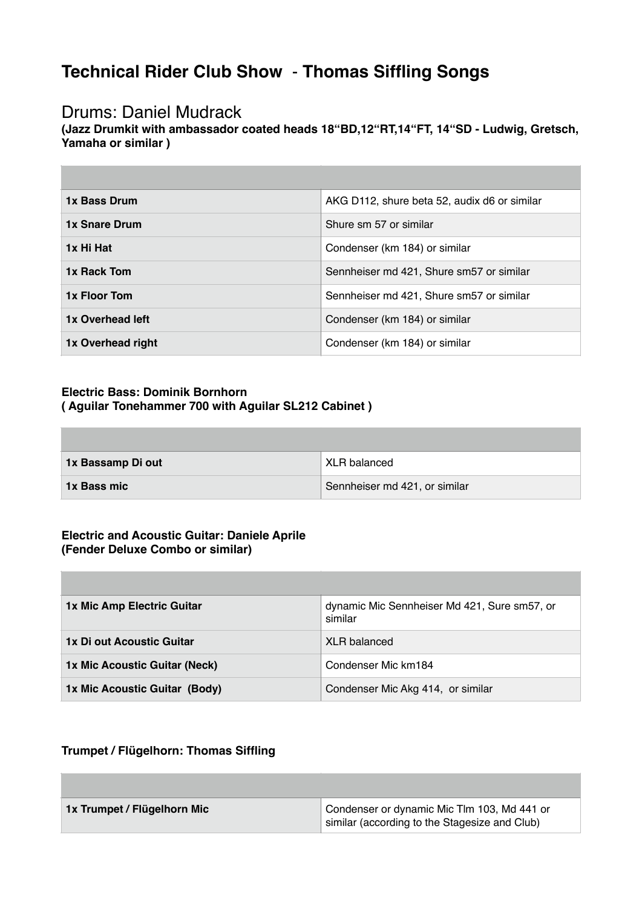# Technical Rider Club Show - Thomas Siffling Songs

## Drums: Daniel Mudrack

**(Jazz Drumkit with ambassador coated heads 18“BD,12“RT,14“FT, 14“SD - Ludwig, Gretsch, Yamaha or similar )**

| | |
|---|---|
| **1x Bass Drum** | AKG D112, shure beta 52, audix d6 or similar |
| **1x Snare Drum** | Shure sm 57 or similar |
| **1x Hi Hat** | Condenser (km 184) or similar |
| **1x Rack Tom** | Sennheiser md 421, Shure sm57 or similar |
| **1x Floor Tom** | Sennheiser md 421, Shure sm57 or similar |
| **1x Overhead left** | Condenser (km 184) or similar |
| **1x Overhead right** | Condenser (km 184) or similar |

### Electric Bass: Dominik Bornhorn
**( Aguilar Tonehammer 700 with Aguilar SL212 Cabinet )**

| | |
|---|---|
| **1x Bassamp Di out** | XLR balanced |
| **1x Bass mic** | Sennheiser md 421, or similar |

### Electric and Acoustic Guitar: Daniele Aprile
**(Fender Deluxe Combo or similar)**

| | |
|---|---|
| **1x Mic Amp Electric Guitar** | dynamic Mic Sennheiser Md 421, Sure sm57, or similar |
| **1x Di out Acoustic Guitar** | XLR balanced |
| **1x Mic Acoustic Guitar (Neck)** | Condenser Mic km184 |
| **1x Mic Acoustic Guitar (Body)** | Condenser Mic Akg 414, or similar |

### Trumpet / Flügelhorn: Thomas Siffling

| | |
|---|---|
| **1x Trumpet / Flügelhorn Mic** | Condenser or dynamic Mic Tlm 103, Md 441 or similar (according to the Stagesize and Club) |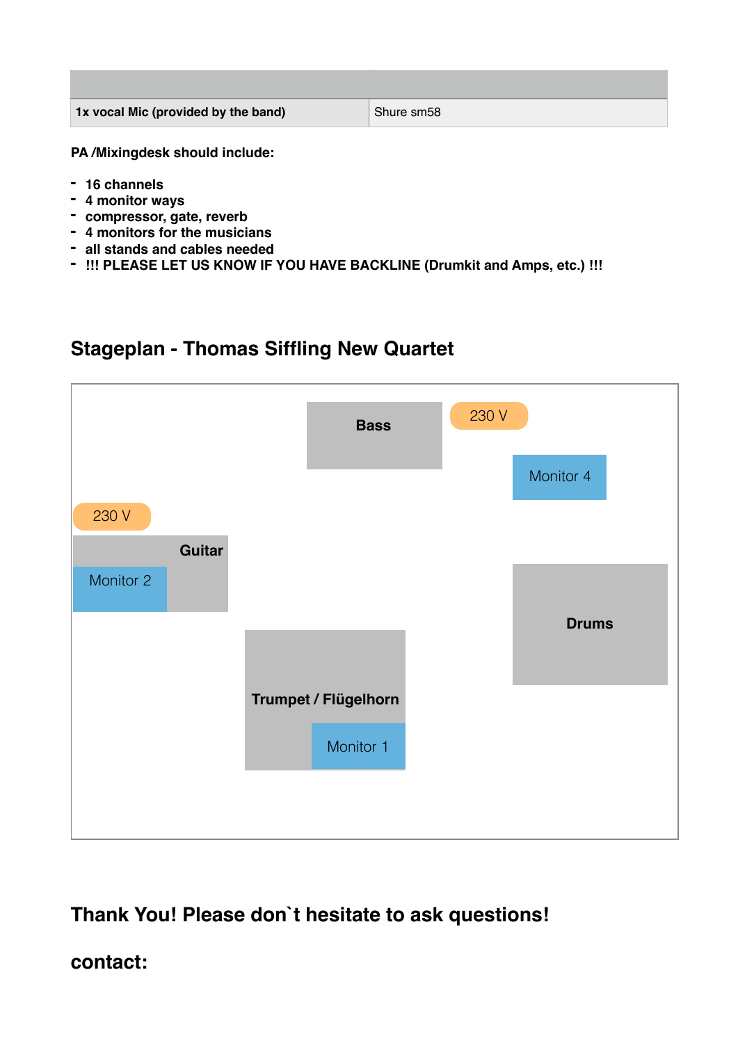| | |
|---|---|
| **1x vocal Mic (provided by the band)** | Shure sm58 |

**PA /Mixingdesk should include:**

- **16 channels**
- **4 monitor ways**
- **compressor, gate, reverb**
- **4 monitors for the musicians**
- **all stands and cables needed**
- **!!! PLEASE LET US KNOW IF YOU HAVE BACKLINE (Drumkit and Amps, etc.) !!!**

## Stageplan - Thomas Siffling New Quartet

**Bass**

230 V

Monitor 4

230 V

**Guitar**

Monitor 2

**Drums**

**Trumpet / Flügelhorn**

Monitor 1

## Thank You! Please don`t hesitate to ask questions!

## contact: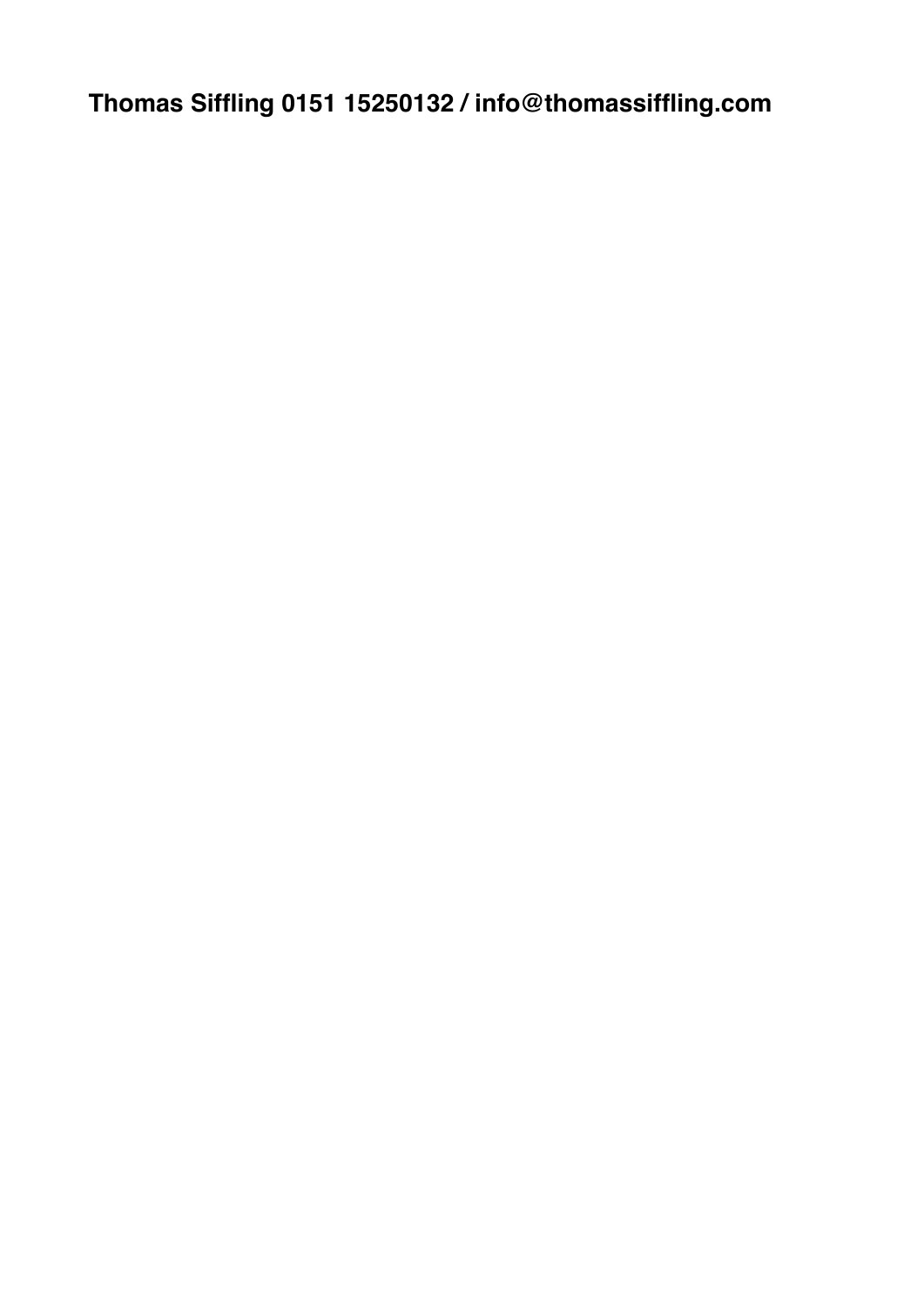**Thomas Siffling 0151 15250132 / info@thomassiffling.com**